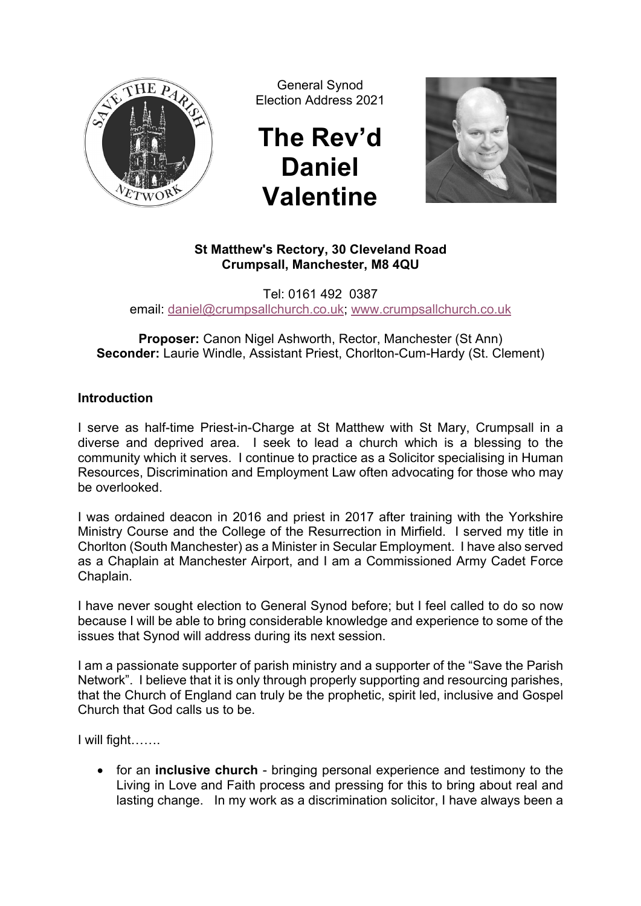General Synod
Election Address 2021

# The Rev'd Daniel Valentine

**St Matthew's Rectory, 30 Cleveland Road**
**Crumpsall, Manchester, M8 4QU**

Tel: 0161 492 0387
email: daniel@crumpsallchurch.co.uk; www.crumpsallchurch.co.uk

**Proposer:** Canon Nigel Ashworth, Rector, Manchester (St Ann)
**Seconder:** Laurie Windle, Assistant Priest, Chorlton-Cum-Hardy (St. Clement)

**Introduction**

I serve as half-time Priest-in-Charge at St Matthew with St Mary, Crumpsall in a diverse and deprived area. I seek to lead a church which is a blessing to the community which it serves. I continue to practice as a Solicitor specialising in Human Resources, Discrimination and Employment Law often advocating for those who may be overlooked.

I was ordained deacon in 2016 and priest in 2017 after training with the Yorkshire Ministry Course and the College of the Resurrection in Mirfield. I served my title in Chorlton (South Manchester) as a Minister in Secular Employment. I have also served as a Chaplain at Manchester Airport, and I am a Commissioned Army Cadet Force Chaplain.

I have never sought election to General Synod before; but I feel called to do so now because I will be able to bring considerable knowledge and experience to some of the issues that Synod will address during its next session.

I am a passionate supporter of parish ministry and a supporter of the "Save the Parish Network". I believe that it is only through properly supporting and resourcing parishes, that the Church of England can truly be the prophetic, spirit led, inclusive and Gospel Church that God calls us to be.

I will fight…….

- for an **inclusive church** - bringing personal experience and testimony to the Living in Love and Faith process and pressing for this to bring about real and lasting change. In my work as a discrimination solicitor, I have always been a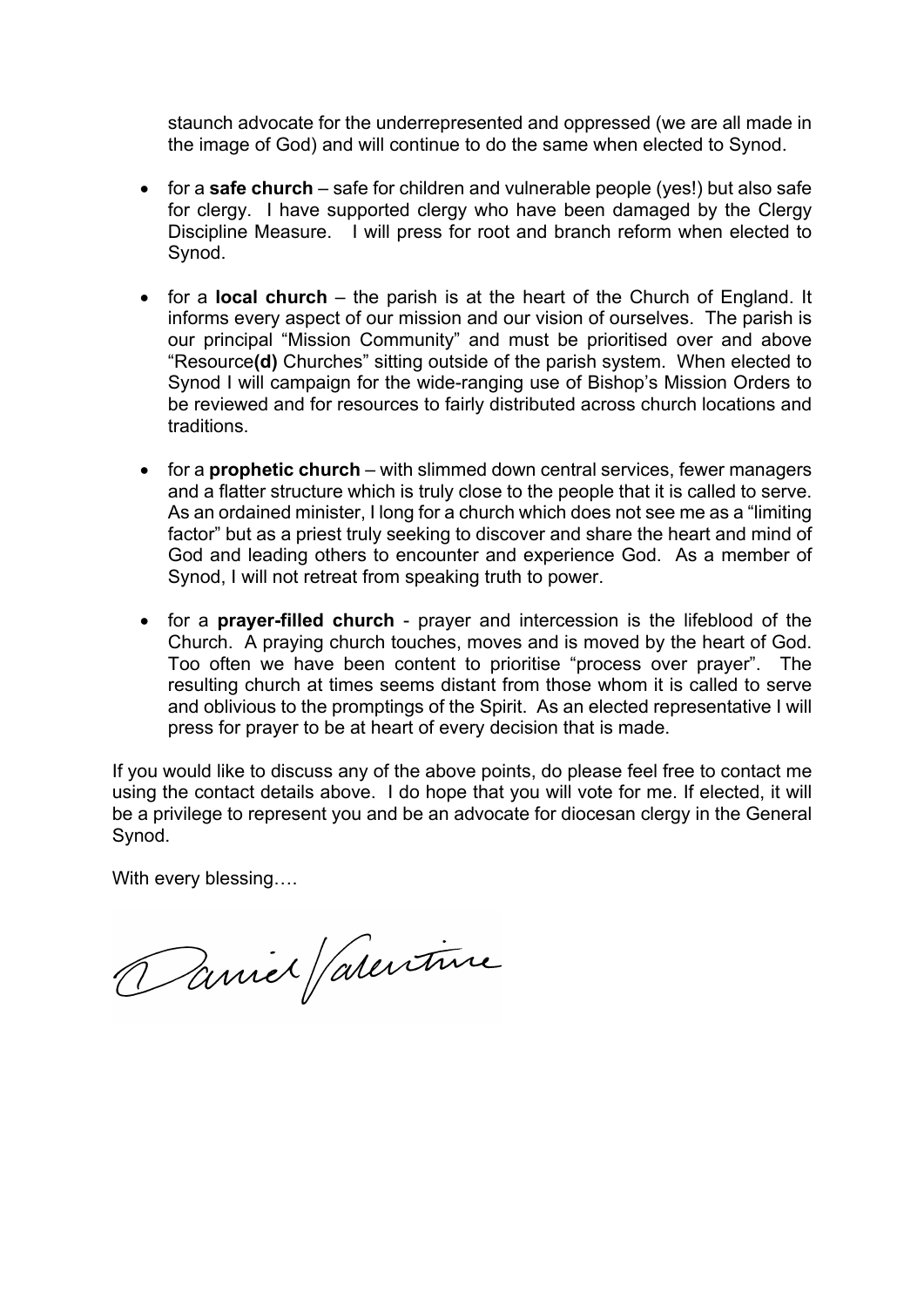staunch advocate for the underrepresented and oppressed (we are all made in the image of God) and will continue to do the same when elected to Synod.

- for a **safe church** – safe for children and vulnerable people (yes!) but also safe for clergy. I have supported clergy who have been damaged by the Clergy Discipline Measure. I will press for root and branch reform when elected to Synod.

- for a **local church** – the parish is at the heart of the Church of England. It informs every aspect of our mission and our vision of ourselves. The parish is our principal "Mission Community" and must be prioritised over and above "Resource**(d)** Churches" sitting outside of the parish system. When elected to Synod I will campaign for the wide-ranging use of Bishop's Mission Orders to be reviewed and for resources to fairly distributed across church locations and traditions.

- for a **prophetic church** – with slimmed down central services, fewer managers and a flatter structure which is truly close to the people that it is called to serve. As an ordained minister, I long for a church which does not see me as a "limiting factor" but as a priest truly seeking to discover and share the heart and mind of God and leading others to encounter and experience God. As a member of Synod, I will not retreat from speaking truth to power.

- for a **prayer-filled church** - prayer and intercession is the lifeblood of the Church. A praying church touches, moves and is moved by the heart of God. Too often we have been content to prioritise "process over prayer". The resulting church at times seems distant from those whom it is called to serve and oblivious to the promptings of the Spirit. As an elected representative I will press for prayer to be at heart of every decision that is made.

If you would like to discuss any of the above points, do please feel free to contact me using the contact details above. I do hope that you will vote for me. If elected, it will be a privilege to represent you and be an advocate for diocesan clergy in the General Synod.

With every blessing….

Daniel Valentine